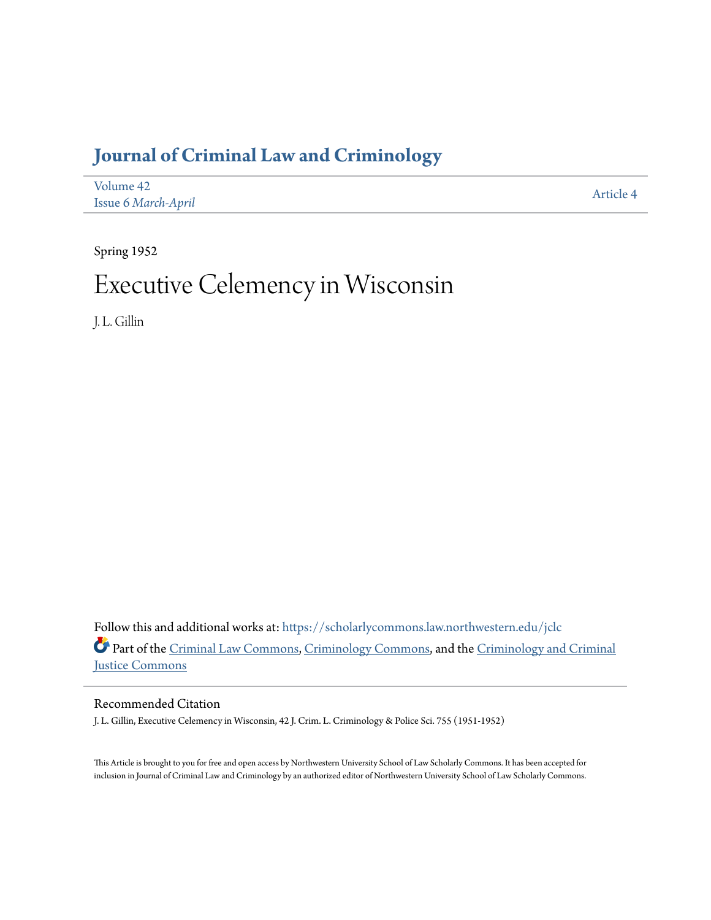# Journal of Criminal Law and Criminology

Volume 42
Issue 6 *March-April*

Article 4

Spring 1952

# Executive Celemency in Wisconsin

J. L. Gillin

Follow this and additional works at: https://scholarlycommons.law.northwestern.edu/jclc

Part of the Criminal Law Commons, Criminology Commons, and the Criminology and Criminal Justice Commons

## Recommended Citation

J. L. Gillin, Executive Celemency in Wisconsin, 42 J. Crim. L. Criminology & Police Sci. 755 (1951-1952)

This Article is brought to you for free and open access by Northwestern University School of Law Scholarly Commons. It has been accepted for inclusion in Journal of Criminal Law and Criminology by an authorized editor of Northwestern University School of Law Scholarly Commons.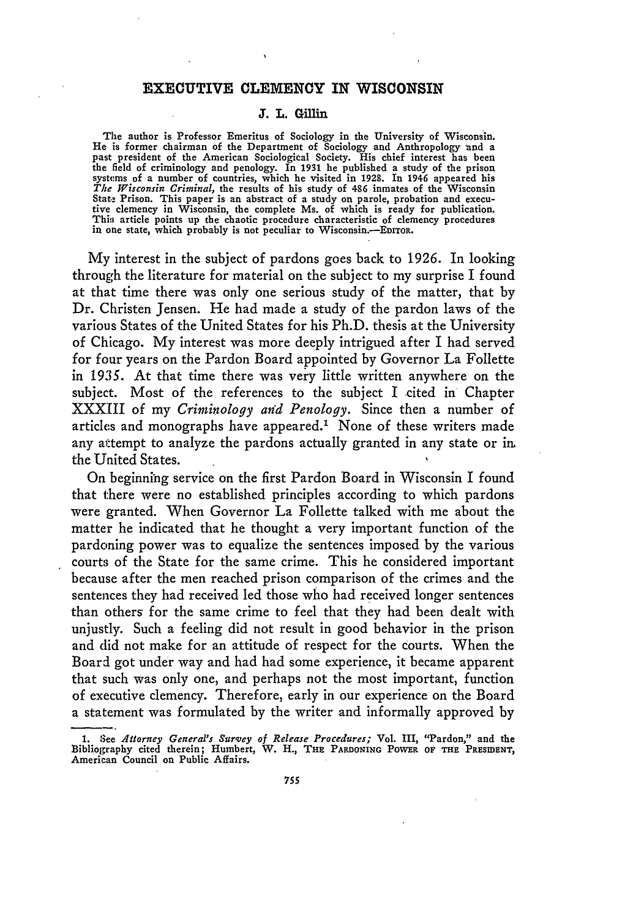# EXECUTIVE CLEMENCY IN WISCONSIN

**J. L. Gillin**

The author is Professor Emeritus of Sociology in the University of Wisconsin. He is former chairman of the Department of Sociology and Anthropology and a past president of the American Sociological Society. His chief interest has been the field of criminology and penology. In 1931 he published a study of the prison systems of a number of countries, which he visited in 1928. In 1946 appeared his *The Wisconsin Criminal,* the results of his study of 486 inmates of the Wisconsin State Prison. This paper is an abstract of a study on parole, probation and executive clemency in Wisconsin, the complete Ms. of which is ready for publication. This article points up the chaotic procedure characteristic of clemency procedures in one state, which probably is not peculiar to Wisconsin.—EDITOR.

My interest in the subject of pardons goes back to 1926. In looking through the literature for material on the subject to my surprise I found at that time there was only one serious study of the matter, that by Dr. Christen Jensen. He had made a study of the pardon laws of the various States of the United States for his Ph.D. thesis at the University of Chicago. My interest was more deeply intrigued after I had served for four years on the Pardon Board appointed by Governor La Follette in 1935. At that time there was very little written anywhere on the subject. Most of the references to the subject I cited in Chapter XXXIII of my *Criminology and Penology.* Since then a number of articles and monographs have appeared.[1] None of these writers made any attempt to analyze the pardons actually granted in any state or in the United States.

On beginning service on the first Pardon Board in Wisconsin I found that there were no established principles according to which pardons were granted. When Governor La Follette talked with me about the matter he indicated that he thought a very important function of the pardoning power was to equalize the sentences imposed by the various courts of the State for the same crime. This he considered important because after the men reached prison comparison of the crimes and the sentences they had received led those who had received longer sentences than others for the same crime to feel that they had been dealt with unjustly. Such a feeling did not result in good behavior in the prison and did not make for an attitude of respect for the courts. When the Board got under way and had had some experience, it became apparent that such was only one, and perhaps not the most important, function of executive clemency. Therefore, early in our experience on the Board a statement was formulated by the writer and informally approved by

---

1. See *Attorney General's Survey of Release Procedures;* Vol. III, "Pardon," and the Bibliography cited therein; Humbert, W. H., THE PARDONING POWER OF THE PRESIDENT, American Council on Public Affairs.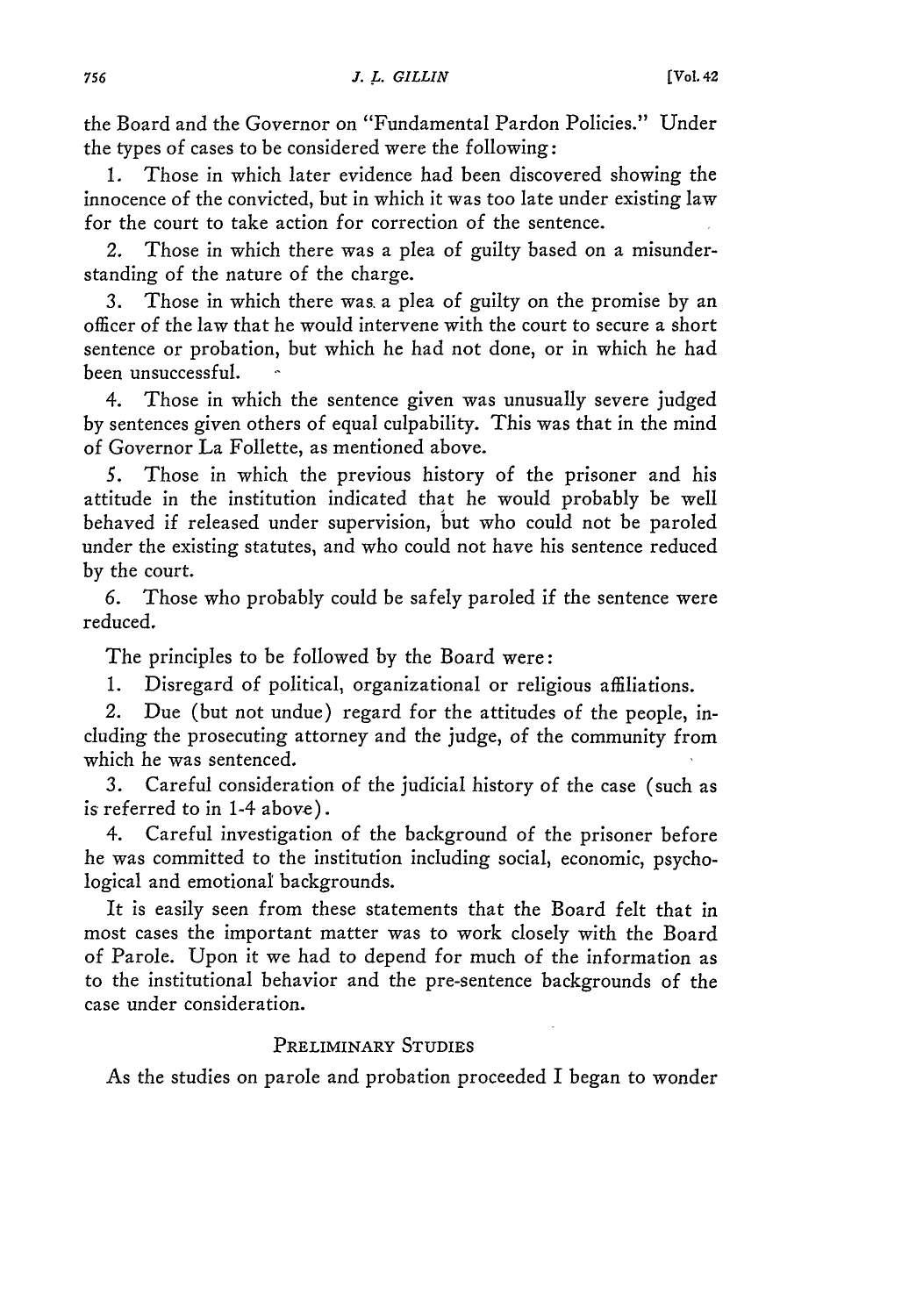the Board and the Governor on "Fundamental Pardon Policies." Under the types of cases to be considered were the following:

1. Those in which later evidence had been discovered showing the innocence of the convicted, but in which it was too late under existing law for the court to take action for correction of the sentence.

2. Those in which there was a plea of guilty based on a misunderstanding of the nature of the charge.

3. Those in which there was a plea of guilty on the promise by an officer of the law that he would intervene with the court to secure a short sentence or probation, but which he had not done, or in which he had been unsuccessful.

4. Those in which the sentence given was unusually severe judged by sentences given others of equal culpability. This was that in the mind of Governor La Follette, as mentioned above.

5. Those in which the previous history of the prisoner and his attitude in the institution indicated that he would probably be well behaved if released under supervision, but who could not be paroled under the existing statutes, and who could not have his sentence reduced by the court.

6. Those who probably could be safely paroled if the sentence were reduced.

The principles to be followed by the Board were:

1. Disregard of political, organizational or religious affiliations.

2. Due (but not undue) regard for the attitudes of the people, including the prosecuting attorney and the judge, of the community from which he was sentenced.

3. Careful consideration of the judicial history of the case (such as is referred to in 1-4 above).

4. Careful investigation of the background of the prisoner before he was committed to the institution including social, economic, psychological and emotional backgrounds.

It is easily seen from these statements that the Board felt that in most cases the important matter was to work closely with the Board of Parole. Upon it we had to depend for much of the information as to the institutional behavior and the pre-sentence backgrounds of the case under consideration.

## PRELIMINARY STUDIES

As the studies on parole and probation proceeded I began to wonder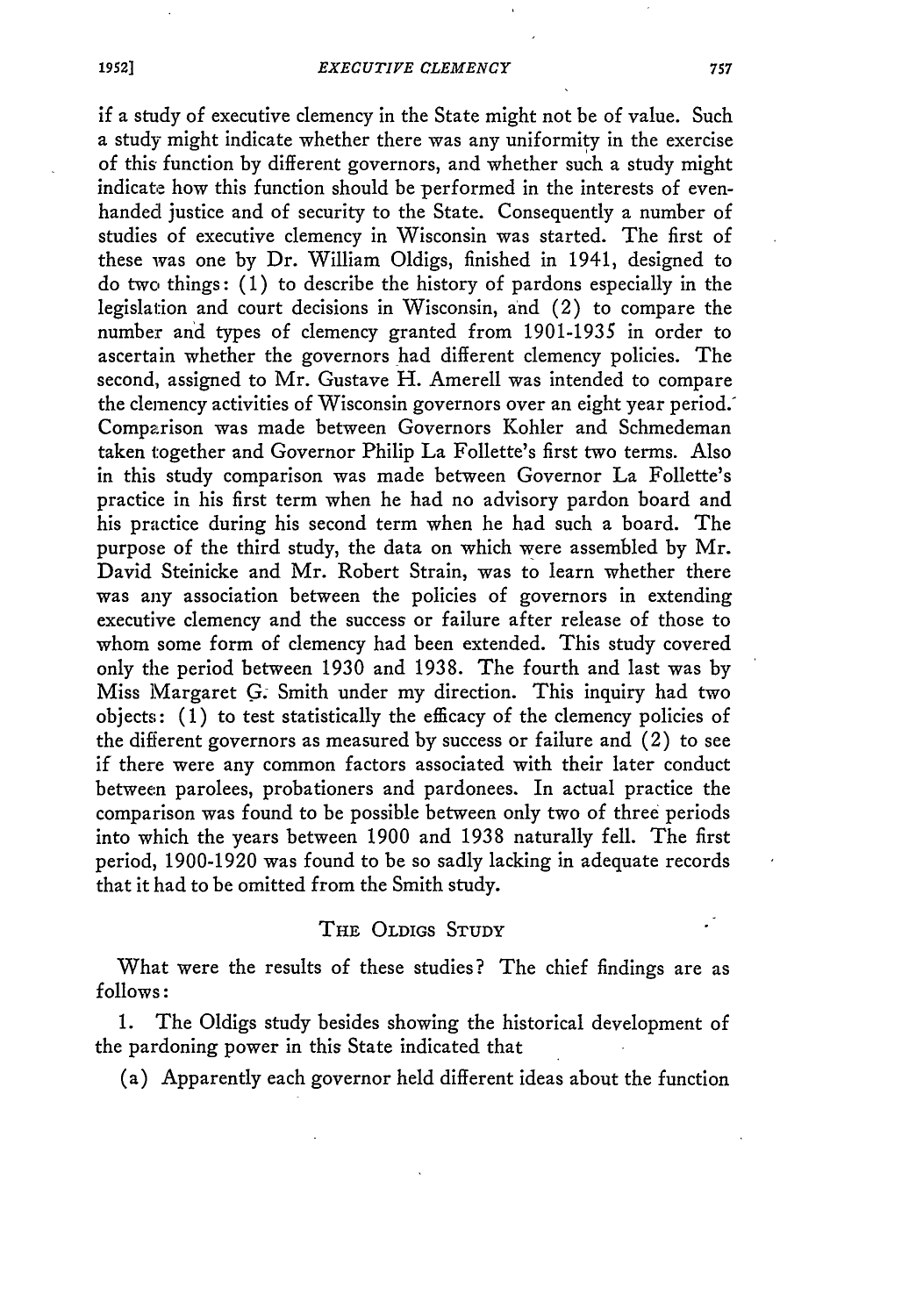if a study of executive clemency in the State might not be of value. Such a study might indicate whether there was any uniformity in the exercise of this function by different governors, and whether such a study might indicate how this function should be performed in the interests of even-handed justice and of security to the State. Consequently a number of studies of executive clemency in Wisconsin was started. The first of these was one by Dr. William Oldigs, finished in 1941, designed to do two things: (1) to describe the history of pardons especially in the legislation and court decisions in Wisconsin, and (2) to compare the number and types of clemency granted from 1901-1935 in order to ascertain whether the governors had different clemency policies. The second, assigned to Mr. Gustave H. Amerell was intended to compare the clemency activities of Wisconsin governors over an eight year period. Comparison was made between Governors Kohler and Schmedeman taken together and Governor Philip La Follette's first two terms. Also in this study comparison was made between Governor La Follette's practice in his first term when he had no advisory pardon board and his practice during his second term when he had such a board. The purpose of the third study, the data on which were assembled by Mr. David Steinicke and Mr. Robert Strain, was to learn whether there was any association between the policies of governors in extending executive clemency and the success or failure after release of those to whom some form of clemency had been extended. This study covered only the period between 1930 and 1938. The fourth and last was by Miss Margaret G. Smith under my direction. This inquiry had two objects: (1) to test statistically the efficacy of the clemency policies of the different governors as measured by success or failure and (2) to see if there were any common factors associated with their later conduct between parolees, probationers and pardonees. In actual practice the comparison was found to be possible between only two of three periods into which the years between 1900 and 1938 naturally fell. The first period, 1900-1920 was found to be so sadly lacking in adequate records that it had to be omitted from the Smith study.

## The Oldigs Study

What were the results of these studies? The chief findings are as follows:

1. The Oldigs study besides showing the historical development of the pardoning power in this State indicated that

(a) Apparently each governor held different ideas about the function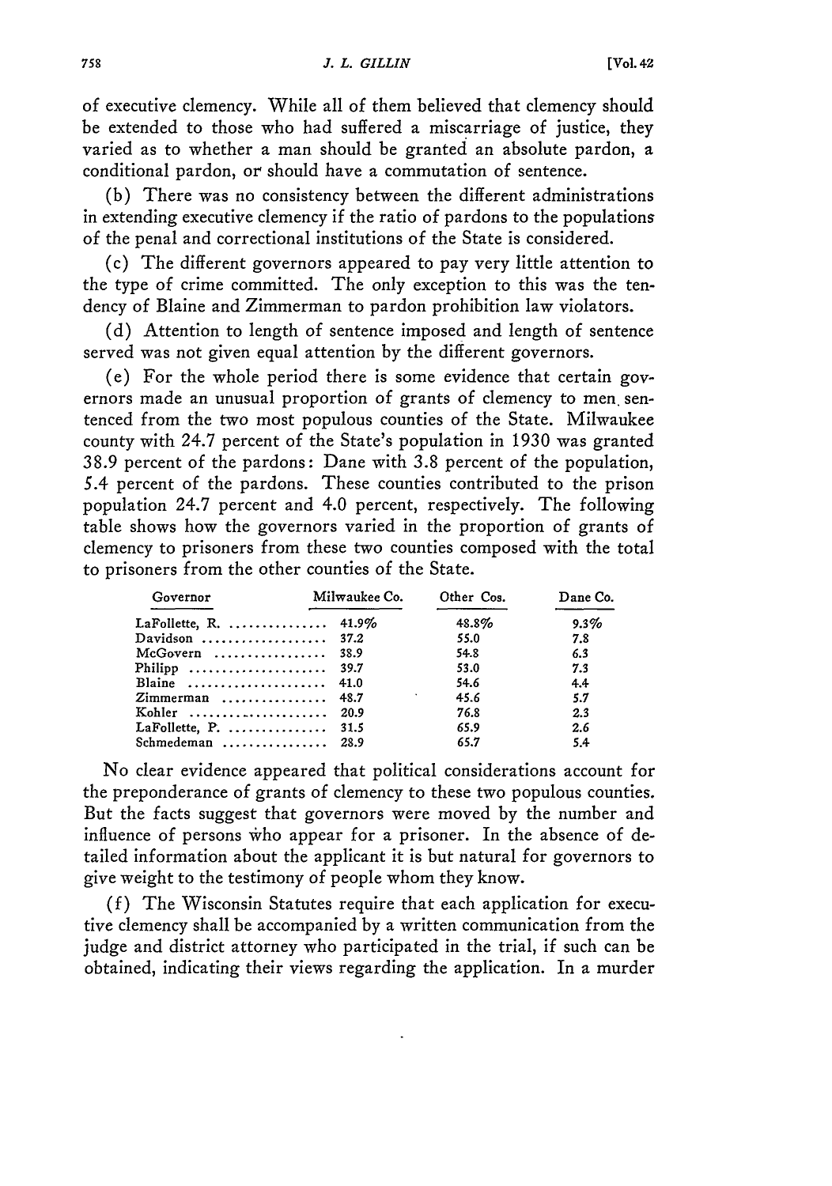of executive clemency. While all of them believed that clemency should be extended to those who had suffered a miscarriage of justice, they varied as to whether a man should be granted an absolute pardon, a conditional pardon, or should have a commutation of sentence.

(b) There was no consistency between the different administrations in extending executive clemency if the ratio of pardons to the populations of the penal and correctional institutions of the State is considered.

(c) The different governors appeared to pay very little attention to the type of crime committed. The only exception to this was the tendency of Blaine and Zimmerman to pardon prohibition law violators.

(d) Attention to length of sentence imposed and length of sentence served was not given equal attention by the different governors.

(e) For the whole period there is some evidence that certain governors made an unusual proportion of grants of clemency to men sentenced from the two most populous counties of the State. Milwaukee county with 24.7 percent of the State's population in 1930 was granted 38.9 percent of the pardons: Dane with 3.8 percent of the population, 5.4 percent of the pardons. These counties contributed to the prison population 24.7 percent and 4.0 percent, respectively. The following table shows how the governors varied in the proportion of grants of clemency to prisoners from these two counties composed with the total to prisoners from the other counties of the State.

| Governor | Milwaukee Co. | Other Cos. | Dane Co. |
|---|---|---|---|
| LaFollette, R. | 41.9% | 48.8% | 9.3% |
| Davidson | 37.2 | 55.0 | 7.8 |
| McGovern | 38.9 | 54.8 | 6.3 |
| Philipp | 39.7 | 53.0 | 7.3 |
| Blaine | 41.0 | 54.6 | 4.4 |
| Zimmerman | 48.7 | 45.6 | 5.7 |
| Kohler | 20.9 | 76.8 | 2.3 |
| LaFollette, P. | 31.5 | 65.9 | 2.6 |
| Schmedeman | 28.9 | 65.7 | 5.4 |

No clear evidence appeared that political considerations account for the preponderance of grants of clemency to these two populous counties. But the facts suggest that governors were moved by the number and influence of persons who appear for a prisoner. In the absence of detailed information about the applicant it is but natural for governors to give weight to the testimony of people whom they know.

(f) The Wisconsin Statutes require that each application for executive clemency shall be accompanied by a written communication from the judge and district attorney who participated in the trial, if such can be obtained, indicating their views regarding the application. In a murder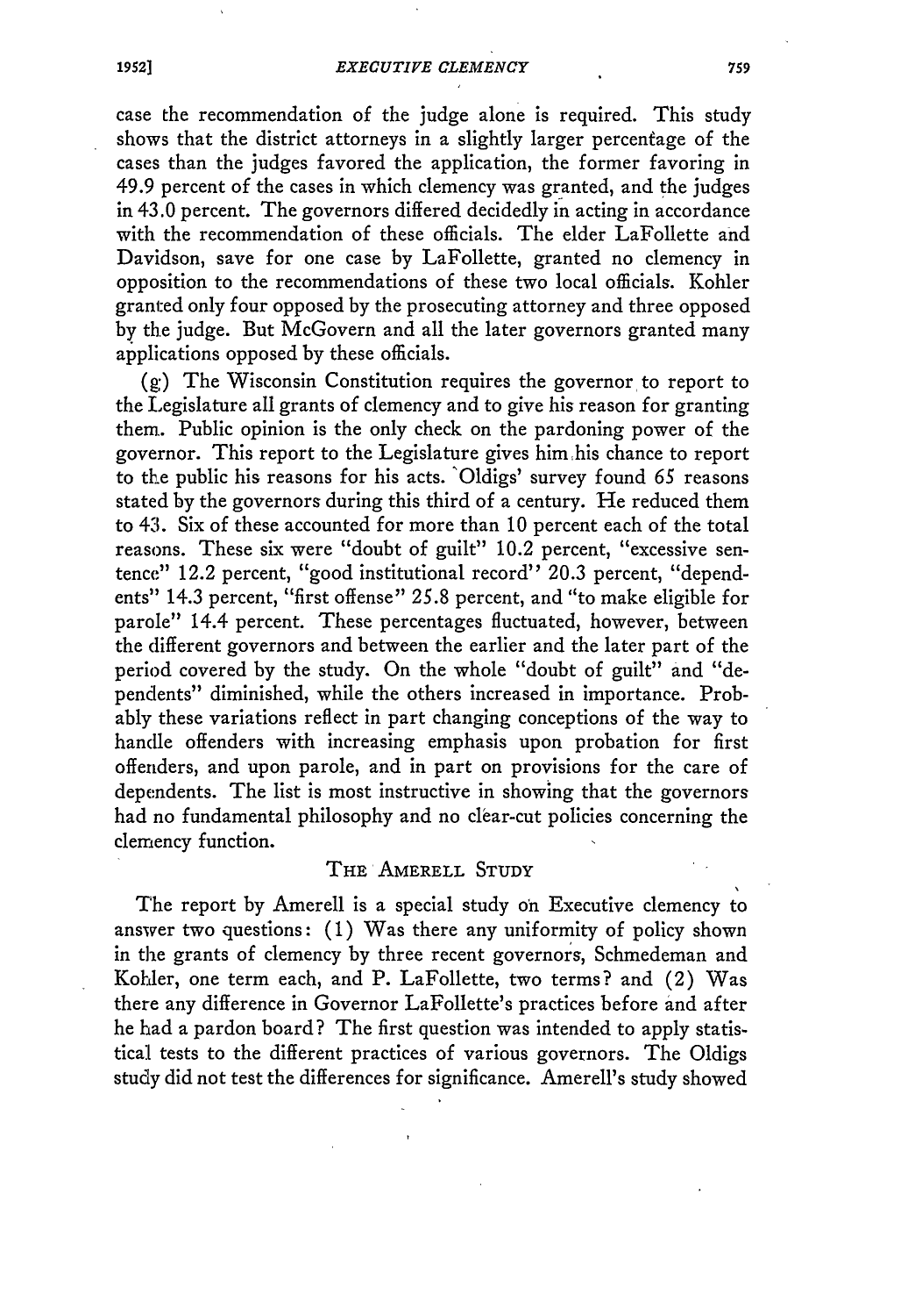case the recommendation of the judge alone is required. This study shows that the district attorneys in a slightly larger percentage of the cases than the judges favored the application, the former favoring in 49.9 percent of the cases in which clemency was granted, and the judges in 43.0 percent. The governors differed decidedly in acting in accordance with the recommendation of these officials. The elder LaFollette and Davidson, save for one case by LaFollette, granted no clemency in opposition to the recommendations of these two local officials. Kohler granted only four opposed by the prosecuting attorney and three opposed by the judge. But McGovern and all the later governors granted many applications opposed by these officials.

(g) The Wisconsin Constitution requires the governor to report to the Legislature all grants of clemency and to give his reason for granting them. Public opinion is the only check on the pardoning power of the governor. This report to the Legislature gives him his chance to report to the public his reasons for his acts. Oldigs' survey found 65 reasons stated by the governors during this third of a century. He reduced them to 43. Six of these accounted for more than 10 percent each of the total reasons. These six were "doubt of guilt" 10.2 percent, "excessive sentence" 12.2 percent, "good institutional record" 20.3 percent, "dependents" 14.3 percent, "first offense" 25.8 percent, and "to make eligible for parole" 14.4 percent. These percentages fluctuated, however, between the different governors and between the earlier and the later part of the period covered by the study. On the whole "doubt of guilt" and "dependents" diminished, while the others increased in importance. Probably these variations reflect in part changing conceptions of the way to handle offenders with increasing emphasis upon probation for first offenders, and upon parole, and in part on provisions for the care of dependents. The list is most instructive in showing that the governors had no fundamental philosophy and no clear-cut policies concerning the clemency function.

## THE AMERELL STUDY

The report by Amerell is a special study on Executive clemency to answer two questions: (1) Was there any uniformity of policy shown in the grants of clemency by three recent governors, Schmedeman and Kohler, one term each, and P. LaFollette, two terms? and (2) Was there any difference in Governor LaFollette's practices before and after he had a pardon board? The first question was intended to apply statistical tests to the different practices of various governors. The Oldigs study did not test the differences for significance. Amerell's study showed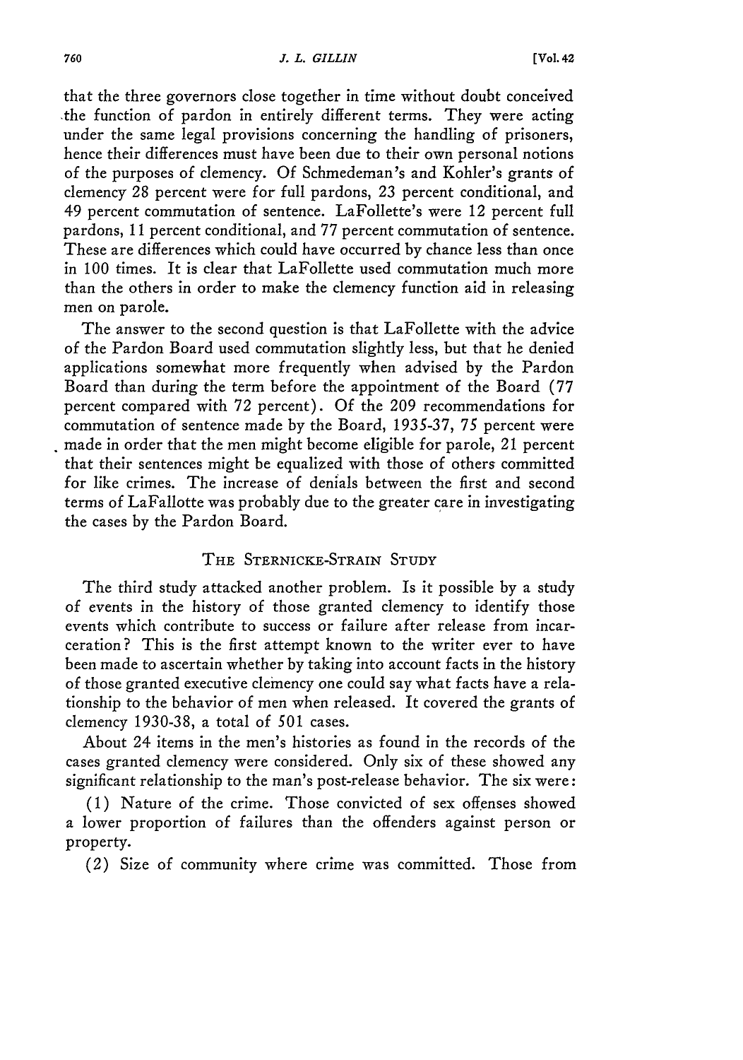that the three governors close together in time without doubt conceived the function of pardon in entirely different terms. They were acting under the same legal provisions concerning the handling of prisoners, hence their differences must have been due to their own personal notions of the purposes of clemency. Of Schmedeman's and Kohler's grants of clemency 28 percent were for full pardons, 23 percent conditional, and 49 percent commutation of sentence. LaFollette's were 12 percent full pardons, 11 percent conditional, and 77 percent commutation of sentence. These are differences which could have occurred by chance less than once in 100 times. It is clear that LaFollette used commutation much more than the others in order to make the clemency function aid in releasing men on parole.

The answer to the second question is that LaFollette with the advice of the Pardon Board used commutation slightly less, but that he denied applications somewhat more frequently when advised by the Pardon Board than during the term before the appointment of the Board (77 percent compared with 72 percent). Of the 209 recommendations for commutation of sentence made by the Board, 1935-37, 75 percent were made in order that the men might become eligible for parole, 21 percent that their sentences might be equalized with those of others committed for like crimes. The increase of denials between the first and second terms of LaFallotte was probably due to the greater care in investigating the cases by the Pardon Board.

## The Sternicke-Strain Study

The third study attacked another problem. Is it possible by a study of events in the history of those granted clemency to identify those events which contribute to success or failure after release from incarceration? This is the first attempt known to the writer ever to have been made to ascertain whether by taking into account facts in the history of those granted executive clemency one could say what facts have a relationship to the behavior of men when released. It covered the grants of clemency 1930-38, a total of 501 cases.

About 24 items in the men's histories as found in the records of the cases granted clemency were considered. Only six of these showed any significant relationship to the man's post-release behavior. The six were:

(1) Nature of the crime. Those convicted of sex offenses showed a lower proportion of failures than the offenders against person or property.

(2) Size of community where crime was committed. Those from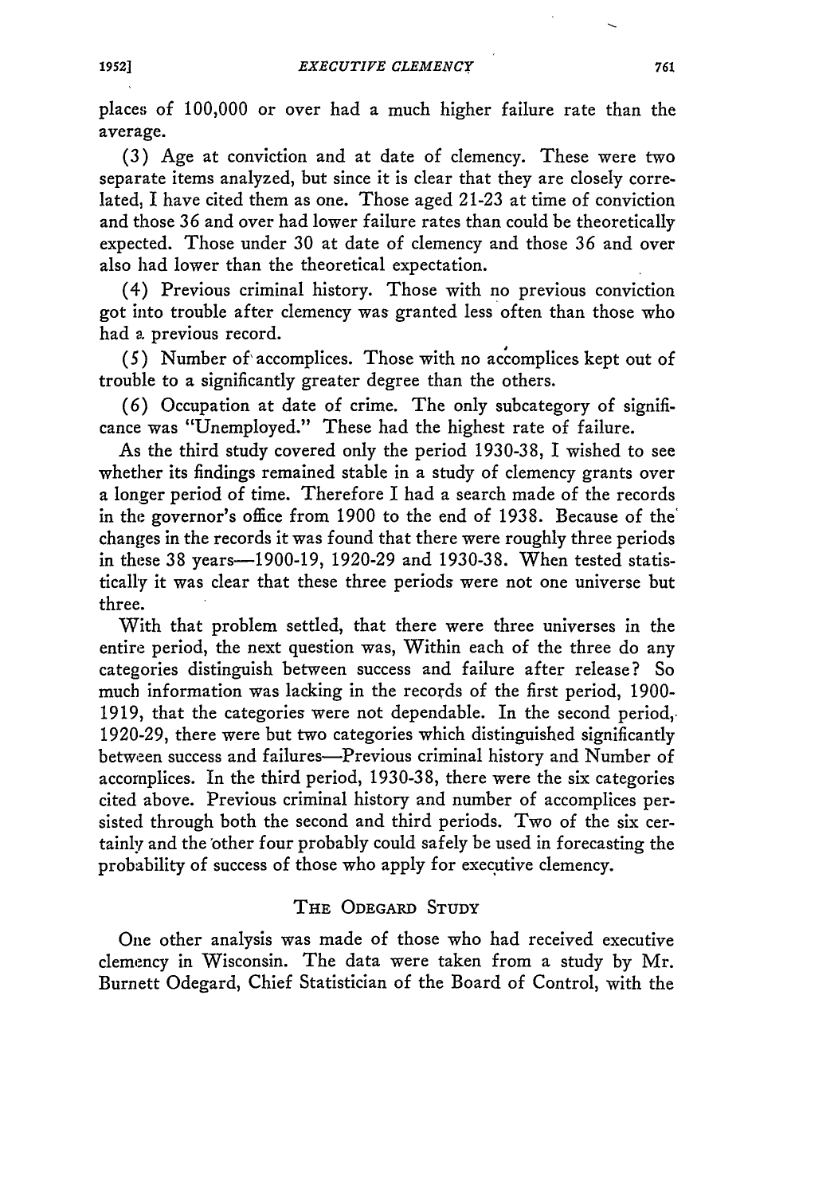places of 100,000 or over had a much higher failure rate than the average.

(3) Age at conviction and at date of clemency. These were two separate items analyzed, but since it is clear that they are closely correlated, I have cited them as one. Those aged 21-23 at time of conviction and those 36 and over had lower failure rates than could be theoretically expected. Those under 30 at date of clemency and those 36 and over also had lower than the theoretical expectation.

(4) Previous criminal history. Those with no previous conviction got into trouble after clemency was granted less often than those who had a previous record.

(5) Number of accomplices. Those with no accomplices kept out of trouble to a significantly greater degree than the others.

(6) Occupation at date of crime. The only subcategory of significance was "Unemployed." These had the highest rate of failure.

As the third study covered only the period 1930-38, I wished to see whether its findings remained stable in a study of clemency grants over a longer period of time. Therefore I had a search made of the records in the governor's office from 1900 to the end of 1938. Because of the changes in the records it was found that there were roughly three periods in these 38 years—1900-19, 1920-29 and 1930-38. When tested statistically it was clear that these three periods were not one universe but three.

With that problem settled, that there were three universes in the entire period, the next question was, Within each of the three do any categories distinguish between success and failure after release? So much information was lacking in the records of the first period, 1900-1919, that the categories were not dependable. In the second period, 1920-29, there were but two categories which distinguished significantly between success and failures—Previous criminal history and Number of accomplices. In the third period, 1930-38, there were the six categories cited above. Previous criminal history and number of accomplices persisted through both the second and third periods. Two of the six certainly and the other four probably could safely be used in forecasting the probability of success of those who apply for executive clemency.

## THE ODEGARD STUDY

One other analysis was made of those who had received executive clemency in Wisconsin. The data were taken from a study by Mr. Burnett Odegard, Chief Statistician of the Board of Control, with the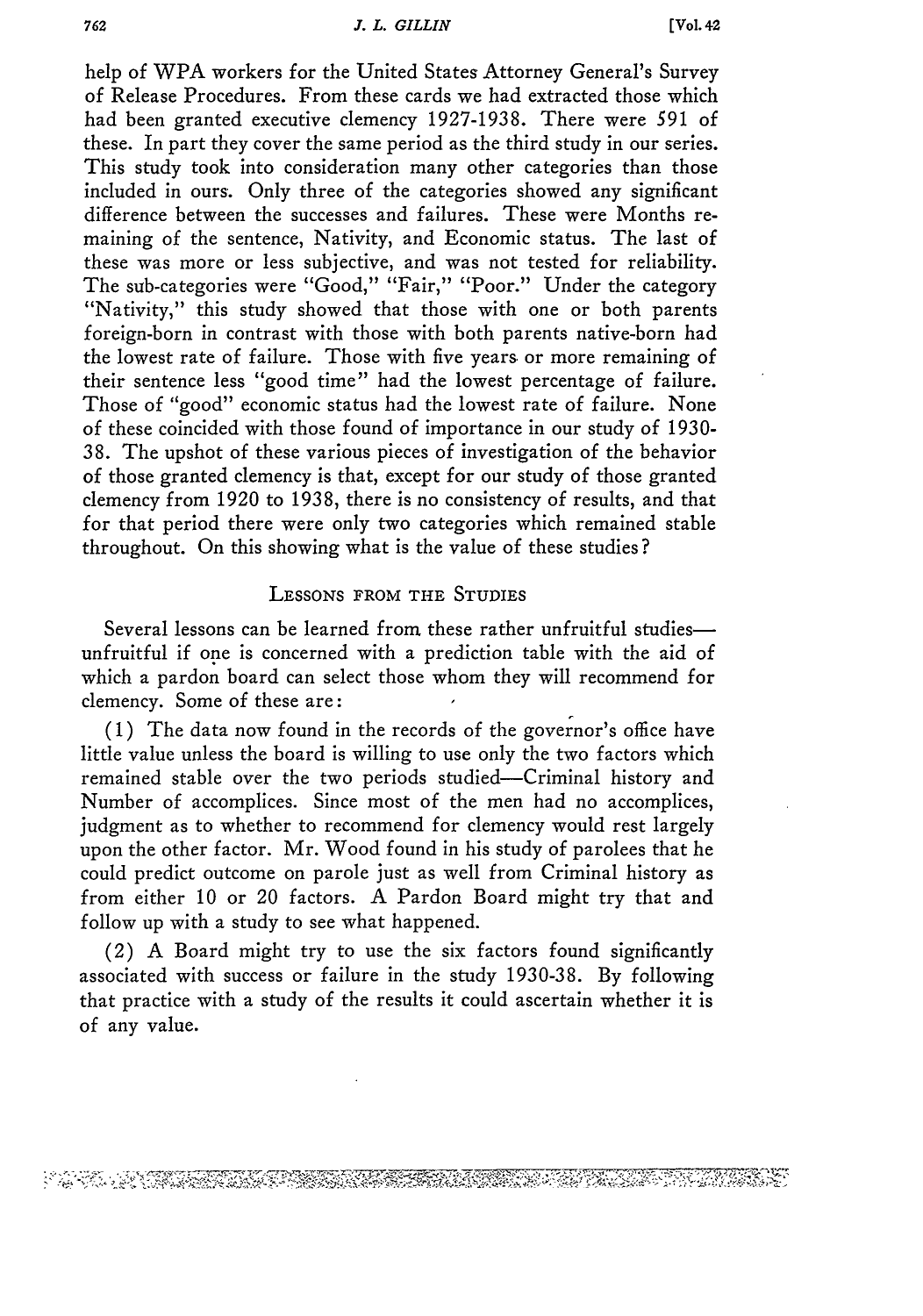help of WPA workers for the United States Attorney General's Survey of Release Procedures. From these cards we had extracted those which had been granted executive clemency 1927-1938. There were 591 of these. In part they cover the same period as the third study in our series. This study took into consideration many other categories than those included in ours. Only three of the categories showed any significant difference between the successes and failures. These were Months remaining of the sentence, Nativity, and Economic status. The last of these was more or less subjective, and was not tested for reliability. The sub-categories were "Good," "Fair," "Poor." Under the category "Nativity," this study showed that those with one or both parents foreign-born in contrast with those with both parents native-born had the lowest rate of failure. Those with five years or more remaining of their sentence less "good time" had the lowest percentage of failure. Those of "good" economic status had the lowest rate of failure. None of these coincided with those found of importance in our study of 1930-38. The upshot of these various pieces of investigation of the behavior of those granted clemency is that, except for our study of those granted clemency from 1920 to 1938, there is no consistency of results, and that for that period there were only two categories which remained stable throughout. On this showing what is the value of these studies?

## Lessons from the Studies

Several lessons can be learned from these rather unfruitful studies—unfruitful if one is concerned with a prediction table with the aid of which a pardon board can select those whom they will recommend for clemency. Some of these are:

(1) The data now found in the records of the governor's office have little value unless the board is willing to use only the two factors which remained stable over the two periods studied—Criminal history and Number of accomplices. Since most of the men had no accomplices, judgment as to whether to recommend for clemency would rest largely upon the other factor. Mr. Wood found in his study of parolees that he could predict outcome on parole just as well from Criminal history as from either 10 or 20 factors. A Pardon Board might try that and follow up with a study to see what happened.

(2) A Board might try to use the six factors found significantly associated with success or failure in the study 1930-38. By following that practice with a study of the results it could ascertain whether it is of any value.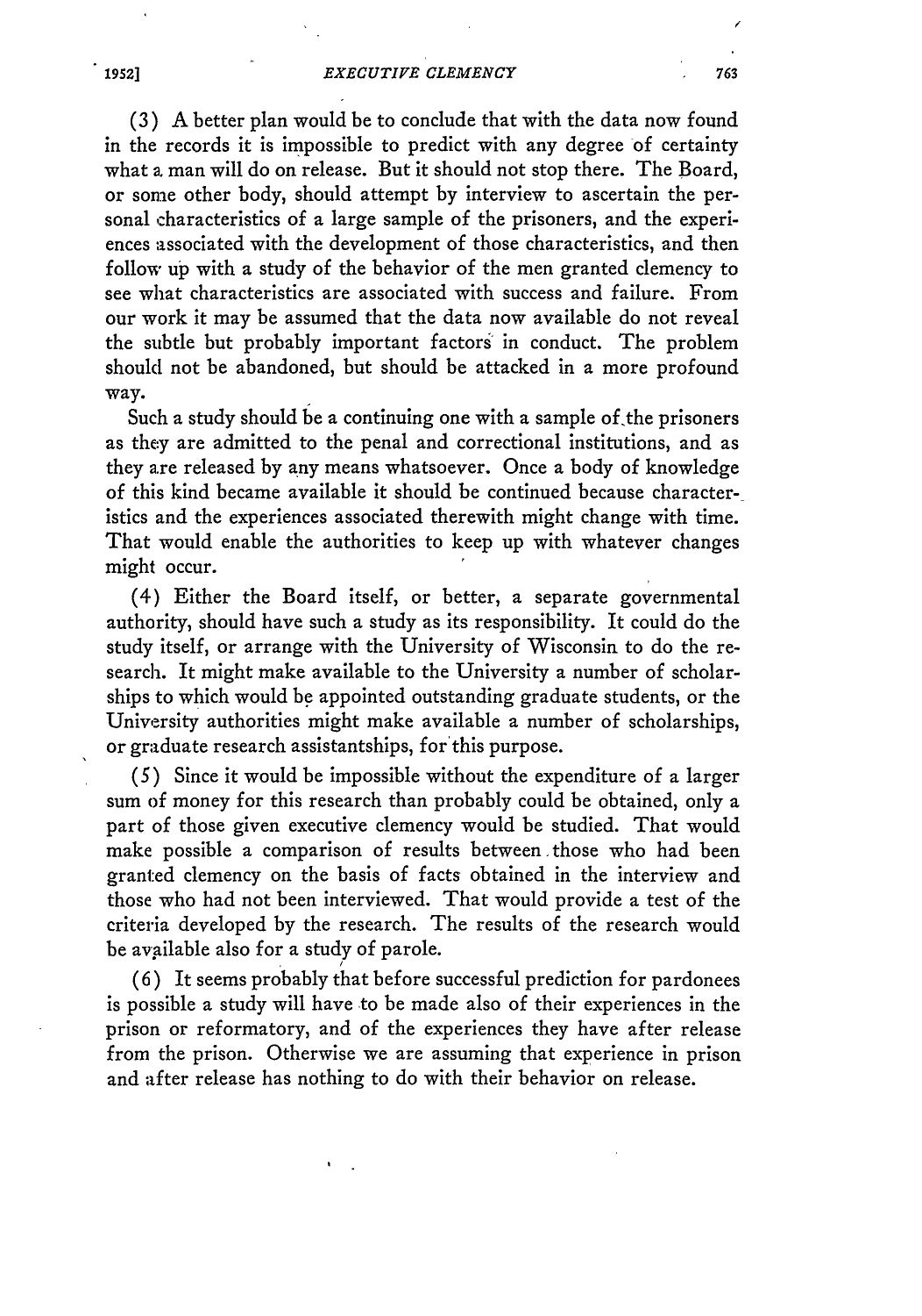(3) A better plan would be to conclude that with the data now found in the records it is impossible to predict with any degree of certainty what a man will do on release. But it should not stop there. The Board, or some other body, should attempt by interview to ascertain the personal characteristics of a large sample of the prisoners, and the experiences associated with the development of those characteristics, and then follow up with a study of the behavior of the men granted clemency to see what characteristics are associated with success and failure. From our work it may be assumed that the data now available do not reveal the subtle but probably important factors in conduct. The problem should not be abandoned, but should be attacked in a more profound way.

Such a study should be a continuing one with a sample of the prisoners as they are admitted to the penal and correctional institutions, and as they are released by any means whatsoever. Once a body of knowledge of this kind became available it should be continued because characteristics and the experiences associated therewith might change with time. That would enable the authorities to keep up with whatever changes might occur.

(4) Either the Board itself, or better, a separate governmental authority, should have such a study as its responsibility. It could do the study itself, or arrange with the University of Wisconsin to do the research. It might make available to the University a number of scholarships to which would be appointed outstanding graduate students, or the University authorities might make available a number of scholarships, or graduate research assistantships, for this purpose.

(5) Since it would be impossible without the expenditure of a larger sum of money for this research than probably could be obtained, only a part of those given executive clemency would be studied. That would make possible a comparison of results between those who had been granted clemency on the basis of facts obtained in the interview and those who had not been interviewed. That would provide a test of the criteria developed by the research. The results of the research would be available also for a study of parole.

(6) It seems probably that before successful prediction for pardonees is possible a study will have to be made also of their experiences in the prison or reformatory, and of the experiences they have after release from the prison. Otherwise we are assuming that experience in prison and after release has nothing to do with their behavior on release.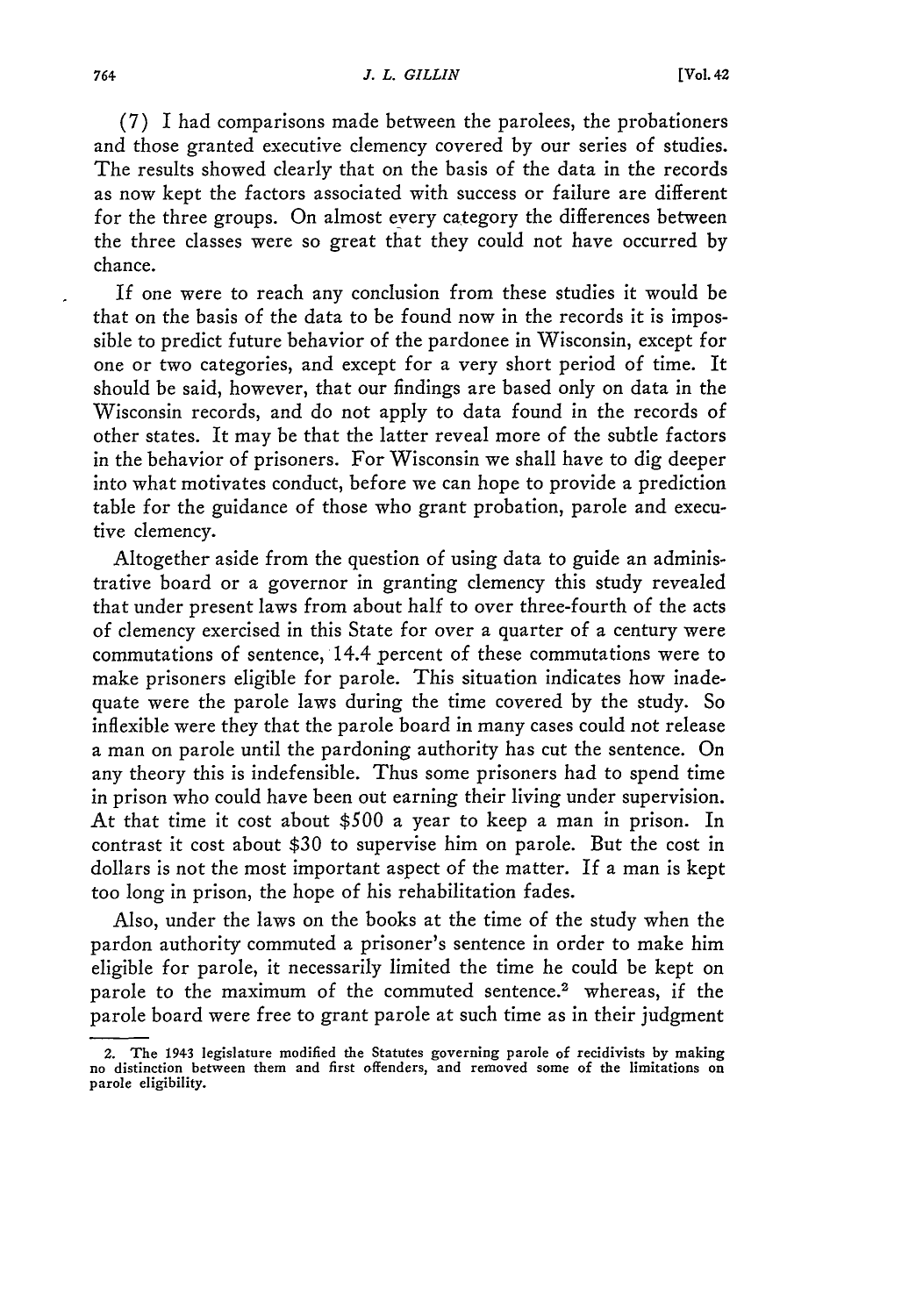(7) I had comparisons made between the parolees, the probationers and those granted executive clemency covered by our series of studies. The results showed clearly that on the basis of the data in the records as now kept the factors associated with success or failure are different for the three groups. On almost every category the differences between the three classes were so great that they could not have occurred by chance.

If one were to reach any conclusion from these studies it would be that on the basis of the data to be found now in the records it is impossible to predict future behavior of the pardonee in Wisconsin, except for one or two categories, and except for a very short period of time. It should be said, however, that our findings are based only on data in the Wisconsin records, and do not apply to data found in the records of other states. It may be that the latter reveal more of the subtle factors in the behavior of prisoners. For Wisconsin we shall have to dig deeper into what motivates conduct, before we can hope to provide a prediction table for the guidance of those who grant probation, parole and executive clemency.

Altogether aside from the question of using data to guide an administrative board or a governor in granting clemency this study revealed that under present laws from about half to over three-fourth of the acts of clemency exercised in this State for over a quarter of a century were commutations of sentence, 14.4 percent of these commutations were to make prisoners eligible for parole. This situation indicates how inadequate were the parole laws during the time covered by the study. So inflexible were they that the parole board in many cases could not release a man on parole until the pardoning authority has cut the sentence. On any theory this is indefensible. Thus some prisoners had to spend time in prison who could have been out earning their living under supervision. At that time it cost about $500 a year to keep a man in prison. In contrast it cost about $30 to supervise him on parole. But the cost in dollars is not the most important aspect of the matter. If a man is kept too long in prison, the hope of his rehabilitation fades.

Also, under the laws on the books at the time of the study when the pardon authority commuted a prisoner's sentence in order to make him eligible for parole, it necessarily limited the time he could be kept on parole to the maximum of the commuted sentence.[2] whereas, if the parole board were free to grant parole at such time as in their judgment

---

2. The 1943 legislature modified the Statutes governing parole of recidivists by making no distinction between them and first offenders, and removed some of the limitations on parole eligibility.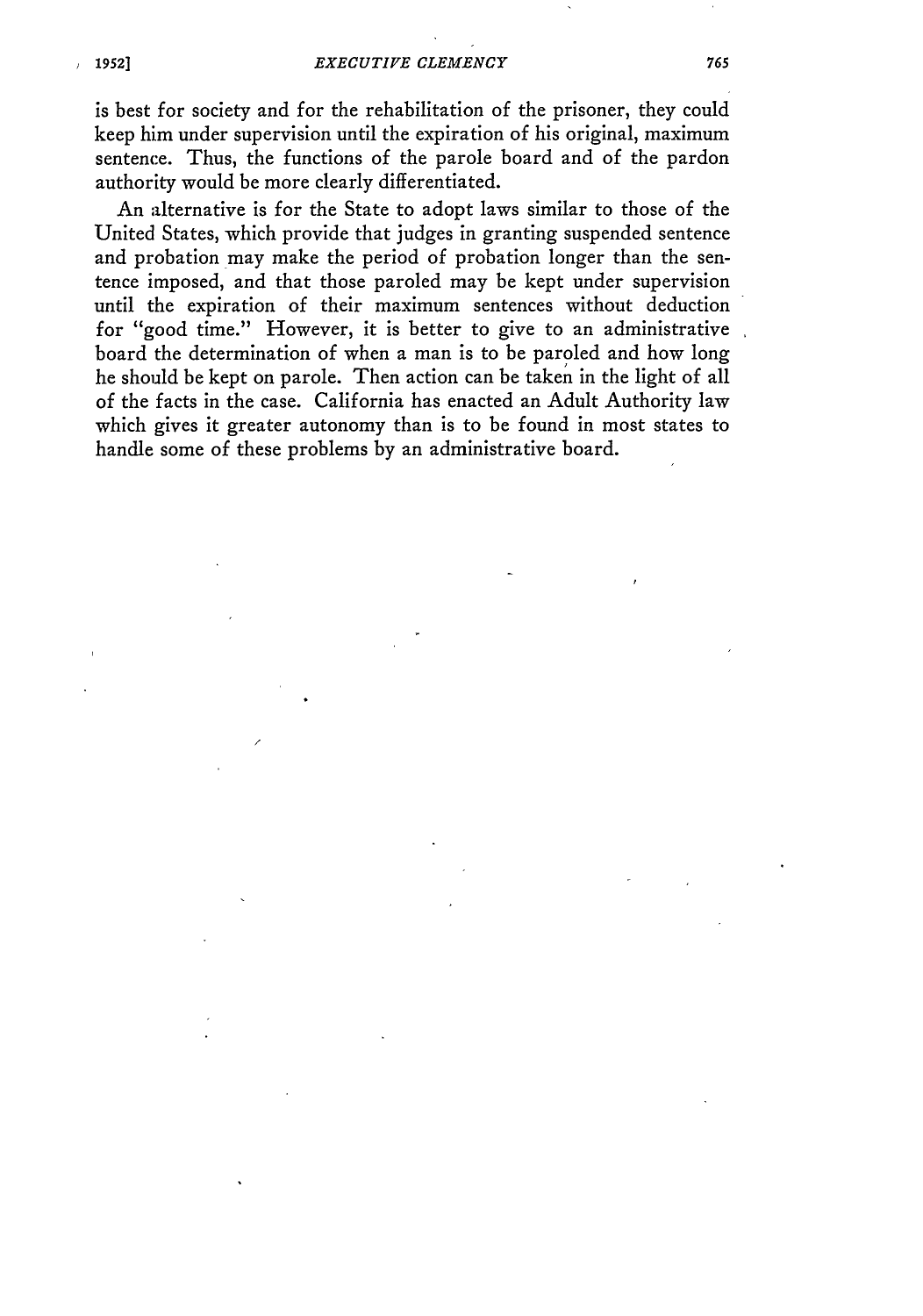is best for society and for the rehabilitation of the prisoner, they could keep him under supervision until the expiration of his original, maximum sentence. Thus, the functions of the parole board and of the pardon authority would be more clearly differentiated.

An alternative is for the State to adopt laws similar to those of the United States, which provide that judges in granting suspended sentence and probation may make the period of probation longer than the sentence imposed, and that those paroled may be kept under supervision until the expiration of their maximum sentences without deduction for "good time." However, it is better to give to an administrative board the determination of when a man is to be paroled and how long he should be kept on parole. Then action can be taken in the light of all of the facts in the case. California has enacted an Adult Authority law which gives it greater autonomy than is to be found in most states to handle some of these problems by an administrative board.